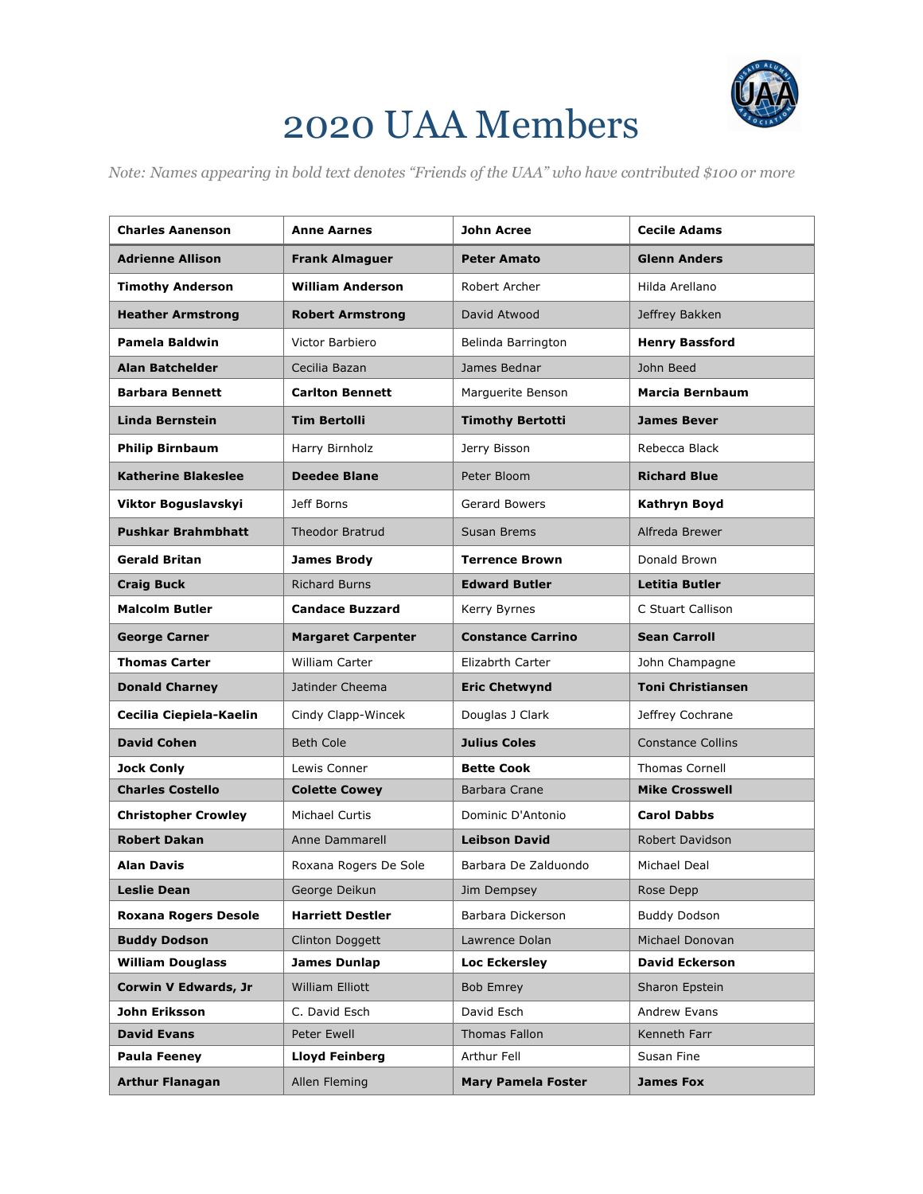# 2020 UAA Members

*Note: Names appearing in bold text denotes "Friends of the UAA" who have contributed $100 or more*

| | | | |
|---|---|---|---|
| **Charles Aanenson** | **Anne Aarnes** | **John Acree** | **Cecile Adams** |
| **Adrienne Allison** | **Frank Almaguer** | **Peter Amato** | **Glenn Anders** |
| **Timothy Anderson** | **William Anderson** | Robert Archer | Hilda Arellano |
| **Heather Armstrong** | **Robert Armstrong** | David Atwood | Jeffrey Bakken |
| **Pamela Baldwin** | Victor Barbiero | Belinda Barrington | **Henry Bassford** |
| **Alan Batchelder** | Cecilia Bazan | James Bednar | John Beed |
| **Barbara Bennett** | **Carlton Bennett** | Marguerite Benson | **Marcia Bernbaum** |
| **Linda Bernstein** | **Tim Bertolli** | **Timothy Bertotti** | **James Bever** |
| **Philip Birnbaum** | Harry Birnholz | Jerry Bisson | Rebecca Black |
| **Katherine Blakeslee** | **Deedee Blane** | Peter Bloom | **Richard Blue** |
| **Viktor Boguslavskyi** | Jeff Borns | Gerard Bowers | **Kathryn Boyd** |
| **Pushkar Brahmbhatt** | Theodor Bratrud | Susan Brems | Alfreda Brewer |
| **Gerald Britan** | **James Brody** | **Terrence Brown** | Donald Brown |
| **Craig Buck** | Richard Burns | **Edward Butler** | **Letitia Butler** |
| **Malcolm Butler** | **Candace Buzzard** | Kerry Byrnes | C Stuart Callison |
| **George Carner** | **Margaret Carpenter** | **Constance Carrino** | **Sean Carroll** |
| **Thomas Carter** | William Carter | Elizabrth Carter | John Champagne |
| **Donald Charney** | Jatinder Cheema | **Eric Chetwynd** | **Toni Christiansen** |
| **Cecilia Ciepiela-Kaelin** | Cindy Clapp-Wincek | Douglas J Clark | Jeffrey Cochrane |
| **David Cohen** | Beth Cole | **Julius Coles** | Constance Collins |
| **Jock Conly** | Lewis Conner | **Bette Cook** | Thomas Cornell |
| **Charles Costello** | **Colette Cowey** | Barbara Crane | **Mike Crosswell** |
| **Christopher Crowley** | Michael Curtis | Dominic D'Antonio | **Carol Dabbs** |
| **Robert Dakan** | Anne Dammarell | **Leibson David** | Robert Davidson |
| **Alan Davis** | Roxana Rogers De Sole | Barbara De Zalduondo | Michael Deal |
| **Leslie Dean** | George Deikun | Jim Dempsey | Rose Depp |
| **Roxana Rogers Desole** | **Harriett Destler** | Barbara Dickerson | Buddy Dodson |
| **Buddy Dodson** | Clinton Doggett | Lawrence Dolan | Michael Donovan |
| **William Douglass** | **James Dunlap** | **Loc Eckersley** | **David Eckerson** |
| **Corwin V Edwards, Jr** | William Elliott | Bob Emrey | Sharon Epstein |
| **John Eriksson** | C. David Esch | David Esch | Andrew Evans |
| **David Evans** | Peter Ewell | Thomas Fallon | Kenneth Farr |
| **Paula Feeney** | **Lloyd Feinberg** | Arthur Fell | Susan Fine |
| **Arthur Flanagan** | Allen Fleming | **Mary Pamela Foster** | **James Fox** |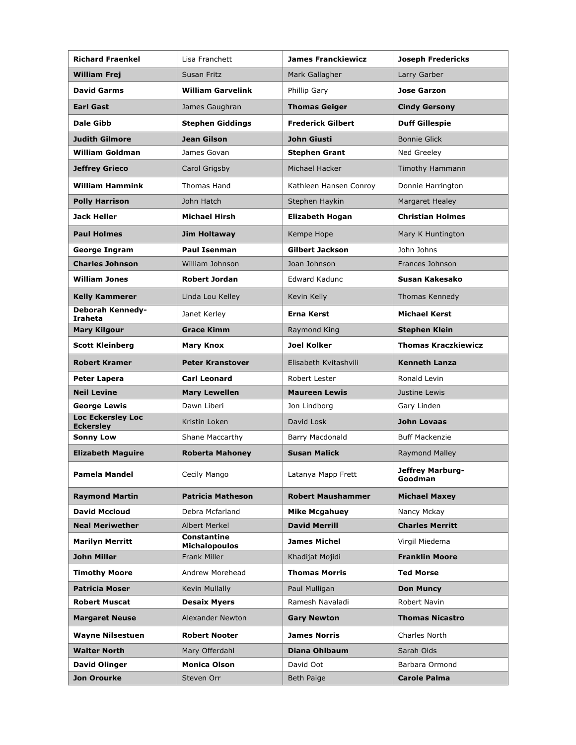| **Richard Fraenkel** | Lisa Franchett | **James Franckiewicz** | **Joseph Fredericks** |
|---|---|---|---|
| **William Frej** | Susan Fritz | Mark Gallagher | Larry Garber |
| **David Garms** | **William Garvelink** | Phillip Gary | **Jose Garzon** |
| **Earl Gast** | James Gaughran | **Thomas Geiger** | **Cindy Gersony** |
| **Dale Gibb** | **Stephen Giddings** | **Frederick Gilbert** | **Duff Gillespie** |
| **Judith Gilmore** | **Jean Gilson** | **John Giusti** | Bonnie Glick |
| **William Goldman** | James Govan | **Stephen Grant** | Ned Greeley |
| **Jeffrey Grieco** | Carol Grigsby | Michael Hacker | Timothy Hammann |
| **William Hammink** | Thomas Hand | Kathleen Hansen Conroy | Donnie Harrington |
| **Polly Harrison** | John Hatch | Stephen Haykin | Margaret Healey |
| **Jack Heller** | **Michael Hirsh** | **Elizabeth Hogan** | **Christian Holmes** |
| **Paul Holmes** | **Jim Holtaway** | Kempe Hope | Mary K Huntington |
| **George Ingram** | **Paul Isenman** | **Gilbert Jackson** | John Johns |
| **Charles Johnson** | William Johnson | Joan Johnson | Frances Johnson |
| **William Jones** | **Robert Jordan** | Edward Kadunc | **Susan Kakesako** |
| **Kelly Kammerer** | Linda Lou Kelley | Kevin Kelly | Thomas Kennedy |
| **Deborah Kennedy-Iraheta** | Janet Kerley | **Erna Kerst** | **Michael Kerst** |
| **Mary Kilgour** | **Grace Kimm** | Raymond King | **Stephen Klein** |
| **Scott Kleinberg** | **Mary Knox** | **Joel Kolker** | **Thomas Kraczkiewicz** |
| **Robert Kramer** | **Peter Kranstover** | Elisabeth Kvitashvili | **Kenneth Lanza** |
| **Peter Lapera** | **Carl Leonard** | Robert Lester | Ronald Levin |
| **Neil Levine** | **Mary Lewellen** | **Maureen Lewis** | Justine Lewis |
| **George Lewis** | Dawn Liberi | Jon Lindborg | Gary Linden |
| **Loc Eckersley Loc Eckersley** | Kristin Loken | David Losk | **John Lovaas** |
| **Sonny Low** | Shane Maccarthy | Barry Macdonald | Buff Mackenzie |
| **Elizabeth Maguire** | **Roberta Mahoney** | **Susan Malick** | Raymond Malley |
| **Pamela Mandel** | Cecily Mango | Latanya Mapp Frett | **Jeffrey Marburg-Goodman** |
| **Raymond Martin** | **Patricia Matheson** | **Robert Maushammer** | **Michael Maxey** |
| **David Mccloud** | Debra Mcfarland | **Mike Mcgahuey** | Nancy Mckay |
| **Neal Meriwether** | Albert Merkel | **David Merrill** | **Charles Merritt** |
| **Marilyn Merritt** | **Constantine Michalopoulos** | **James Michel** | Virgil Miedema |
| **John Miller** | Frank Miller | Khadijat Mojidi | **Franklin Moore** |
| **Timothy Moore** | Andrew Morehead | **Thomas Morris** | **Ted Morse** |
| **Patricia Moser** | Kevin Mullally | Paul Mulligan | **Don Muncy** |
| **Robert Muscat** | **Desaix Myers** | Ramesh Navaladi | Robert Navin |
| **Margaret Neuse** | Alexander Newton | **Gary Newton** | **Thomas Nicastro** |
| **Wayne Nilsestuen** | **Robert Nooter** | **James Norris** | Charles North |
| **Walter North** | Mary Offerdahl | **Diana Ohlbaum** | Sarah Olds |
| **David Olinger** | **Monica Olson** | David Oot | Barbara Ormond |
| **Jon Orourke** | Steven Orr | Beth Paige | **Carole Palma** |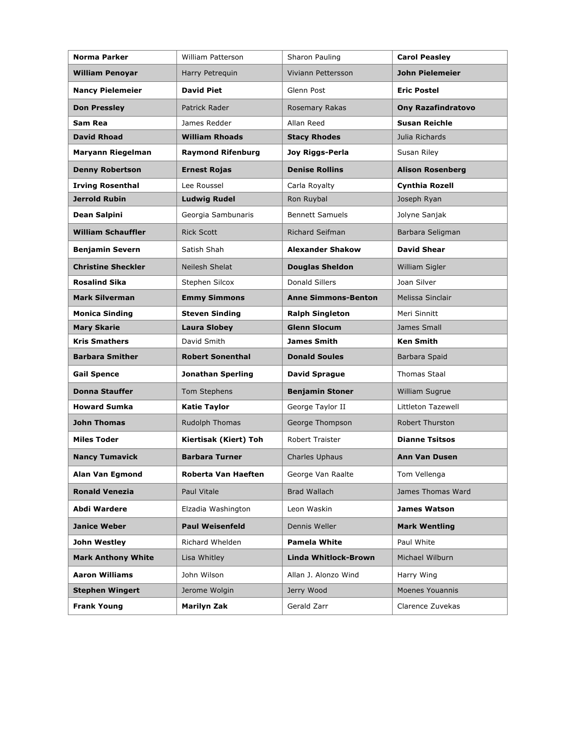| | | | |
|---|---|---|---|
| **Norma Parker** | William Patterson | Sharon Pauling | **Carol Peasley** |
| **William Penoyar** | Harry Petrequin | Viviann Pettersson | **John Pielemeier** |
| **Nancy Pielemeier** | **David Piet** | Glenn Post | **Eric Postel** |
| **Don Pressley** | Patrick Rader | Rosemary Rakas | **Ony Razafindratovo** |
| **Sam Rea** | James Redder | Allan Reed | **Susan Reichle** |
| **David Rhoad** | **William Rhoads** | **Stacy Rhodes** | Julia Richards |
| **Maryann Riegelman** | **Raymond Rifenburg** | **Joy Riggs-Perla** | Susan Riley |
| **Denny Robertson** | **Ernest Rojas** | **Denise Rollins** | **Alison Rosenberg** |
| **Irving Rosenthal** | Lee Roussel | Carla Royalty | **Cynthia Rozell** |
| **Jerrold Rubin** | **Ludwig Rudel** | Ron Ruybal | Joseph Ryan |
| **Dean Salpini** | Georgia Sambunaris | Bennett Samuels | Jolyne Sanjak |
| **William Schauffler** | Rick Scott | Richard Seifman | Barbara Seligman |
| **Benjamin Severn** | Satish Shah | **Alexander Shakow** | **David Shear** |
| **Christine Sheckler** | Neilesh Shelat | **Douglas Sheldon** | William Sigler |
| **Rosalind Sika** | Stephen Silcox | Donald Sillers | Joan Silver |
| **Mark Silverman** | **Emmy Simmons** | **Anne Simmons-Benton** | Melissa Sinclair |
| **Monica Sinding** | **Steven Sinding** | **Ralph Singleton** | Meri Sinnitt |
| **Mary Skarie** | **Laura Slobey** | **Glenn Slocum** | James Small |
| **Kris Smathers** | David Smith | **James Smith** | **Ken Smith** |
| **Barbara Smither** | **Robert Sonenthal** | **Donald Soules** | Barbara Spaid |
| **Gail Spence** | **Jonathan Sperling** | **David Sprague** | Thomas Staal |
| **Donna Stauffer** | Tom Stephens | **Benjamin Stoner** | William Sugrue |
| **Howard Sumka** | **Katie Taylor** | George Taylor II | Littleton Tazewell |
| **John Thomas** | Rudolph Thomas | George Thompson | Robert Thurston |
| **Miles Toder** | **Kiertisak (Kiert) Toh** | Robert Traister | **Dianne Tsitsos** |
| **Nancy Tumavick** | **Barbara Turner** | Charles Uphaus | **Ann Van Dusen** |
| **Alan Van Egmond** | **Roberta Van Haeften** | George Van Raalte | Tom Vellenga |
| **Ronald Venezia** | Paul Vitale | Brad Wallach | James Thomas Ward |
| **Abdi Wardere** | Elzadia Washington | Leon Waskin | **James Watson** |
| **Janice Weber** | **Paul Weisenfeld** | Dennis Weller | **Mark Wentling** |
| **John Westley** | Richard Whelden | **Pamela White** | Paul White |
| **Mark Anthony White** | Lisa Whitley | **Linda Whitlock-Brown** | Michael Wilburn |
| **Aaron Williams** | John Wilson | Allan J. Alonzo Wind | Harry Wing |
| **Stephen Wingert** | Jerome Wolgin | Jerry Wood | Moenes Youannis |
| **Frank Young** | **Marilyn Zak** | Gerald Zarr | Clarence Zuvekas |